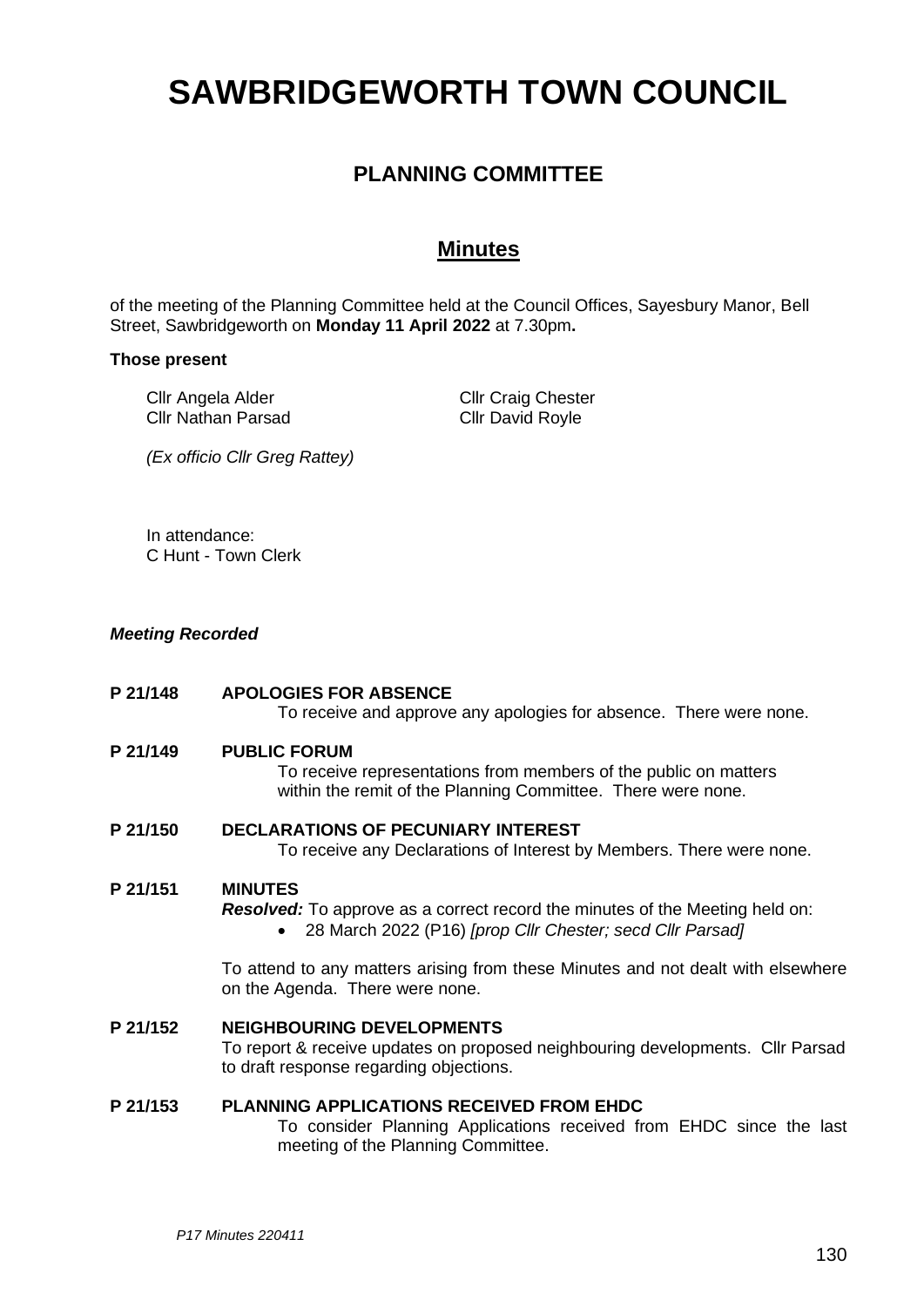# SAWBRIDGEWORTH TOWN COUNCIL

## PLANNING COMMITTEE

## Minutes

of the meeting of the Planning Committee held at the Council Offices, Sayesbury Manor, Bell Street, Sawbridgeworth on **Monday 11 April 2022** at 7.30pm**.**

**Those present**

Cllr Angela Alder
Cllr Craig Chester
Cllr Nathan Parsad
Cllr David Royle

*(Ex officio Cllr Greg Rattey)*

In attendance:
C Hunt - Town Clerk

***Meeting Recorded***

**P 21/148 APOLOGIES FOR ABSENCE**

To receive and approve any apologies for absence. There were none.

**P 21/149 PUBLIC FORUM**

To receive representations from members of the public on matters within the remit of the Planning Committee. There were none.

**P 21/150 DECLARATIONS OF PECUNIARY INTEREST**

To receive any Declarations of Interest by Members. There were none.

**P 21/151 MINUTES**

***Resolved:*** To approve as a correct record the minutes of the Meeting held on:

- 28 March 2022 (P16) *[prop Cllr Chester; secd Cllr Parsad]*

To attend to any matters arising from these Minutes and not dealt with elsewhere on the Agenda. There were none.

**P 21/152 NEIGHBOURING DEVELOPMENTS**

To report & receive updates on proposed neighbouring developments. Cllr Parsad to draft response regarding objections.

**P 21/153 PLANNING APPLICATIONS RECEIVED FROM EHDC**

To consider Planning Applications received from EHDC since the last meeting of the Planning Committee.

*P17 Minutes 220411*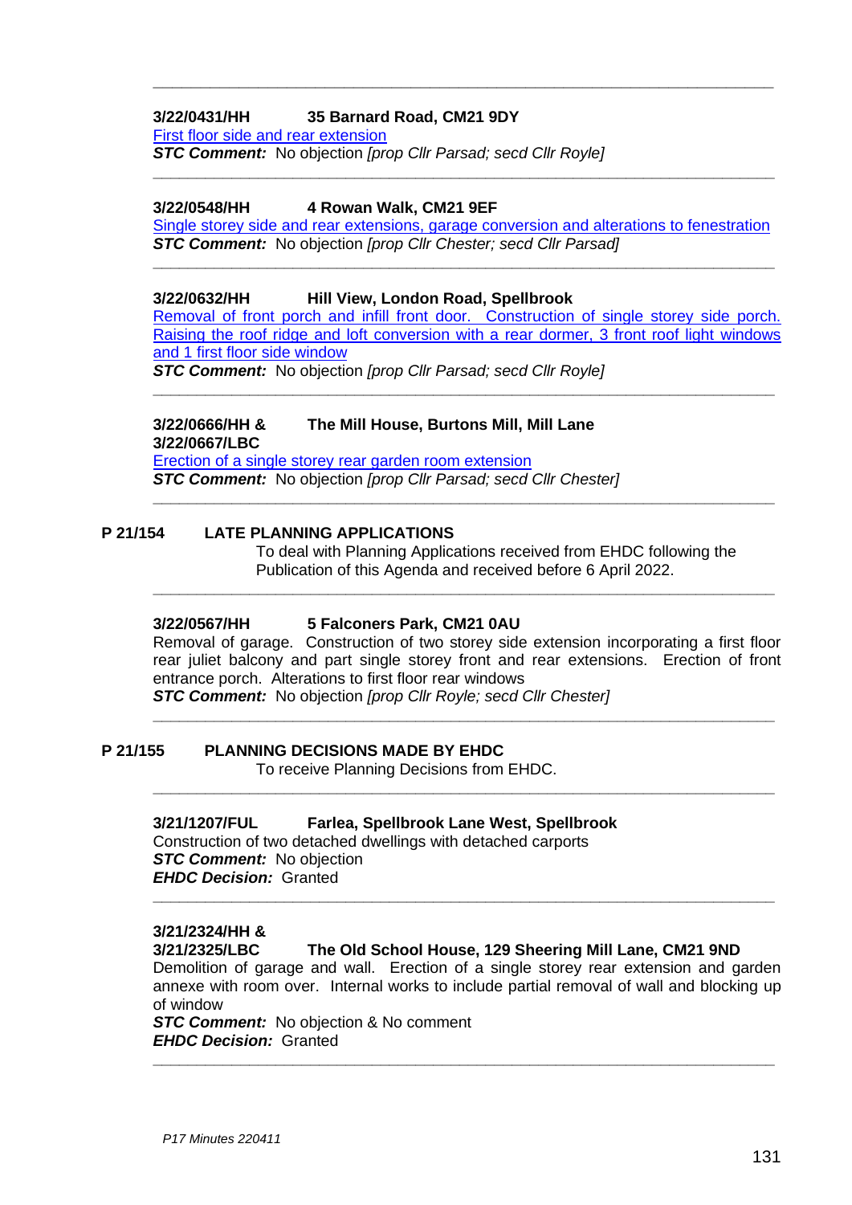---

**3/22/0431/HH 35 Barnard Road, CM21 9DY**

First floor side and rear extension

***STC Comment:*** No objection *[prop Cllr Parsad; secd Cllr Royle]*

---

**3/22/0548/HH 4 Rowan Walk, CM21 9EF**

Single storey side and rear extensions, garage conversion and alterations to fenestration

***STC Comment:*** No objection *[prop Cllr Chester; secd Cllr Parsad]*

---

**3/22/0632/HH Hill View, London Road, Spellbrook**

Removal of front porch and infill front door. Construction of single storey side porch. Raising the roof ridge and loft conversion with a rear dormer, 3 front roof light windows and 1 first floor side window

***STC Comment:*** No objection *[prop Cllr Parsad; secd Cllr Royle]*

---

**3/22/0666/HH & 3/22/0667/LBC The Mill House, Burtons Mill, Mill Lane**

Erection of a single storey rear garden room extension

***STC Comment:*** No objection *[prop Cllr Parsad; secd Cllr Chester]*

---

## P 21/154 LATE PLANNING APPLICATIONS

To deal with Planning Applications received from EHDC following the Publication of this Agenda and received before 6 April 2022.

---

**3/22/0567/HH 5 Falconers Park, CM21 0AU**

Removal of garage. Construction of two storey side extension incorporating a first floor rear juliet balcony and part single storey front and rear extensions. Erection of front entrance porch. Alterations to first floor rear windows

***STC Comment:*** No objection *[prop Cllr Royle; secd Cllr Chester]*

---

## P 21/155 PLANNING DECISIONS MADE BY EHDC

To receive Planning Decisions from EHDC.

---

**3/21/1207/FUL Farlea, Spellbrook Lane West, Spellbrook**

Construction of two detached dwellings with detached carports

***STC Comment:*** No objection

***EHDC Decision:*** Granted

---

**3/21/2324/HH & 3/21/2325/LBC The Old School House, 129 Sheering Mill Lane, CM21 9ND**

Demolition of garage and wall. Erection of a single storey rear extension and garden annexe with room over. Internal works to include partial removal of wall and blocking up of window

***STC Comment:*** No objection & No comment

***EHDC Decision:*** Granted

---

*P17 Minutes 220411*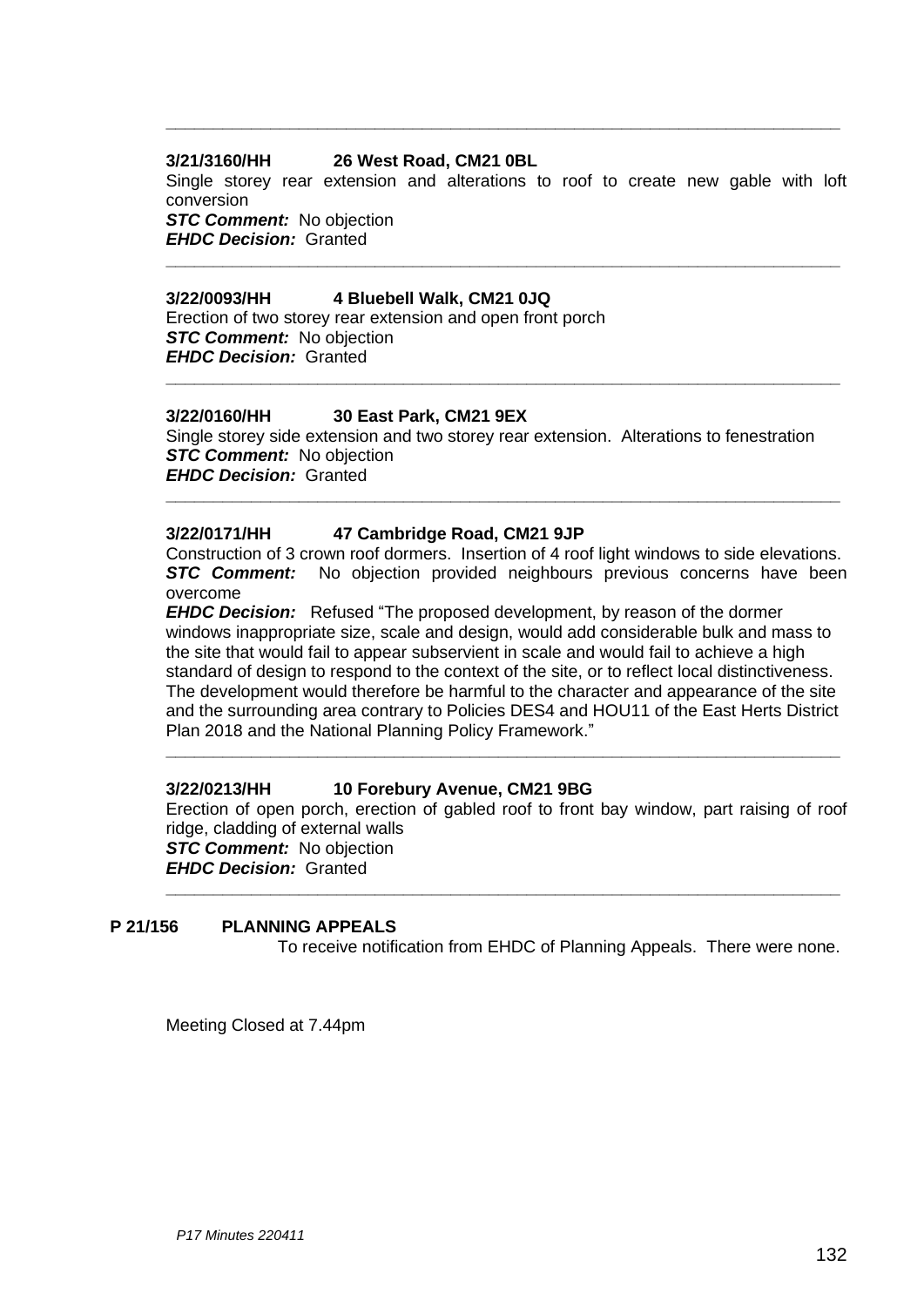---

**3/21/3160/HH 26 West Road, CM21 0BL**

Single storey rear extension and alterations to roof to create new gable with loft conversion

***STC Comment:*** No objection

***EHDC Decision:*** Granted

---

**3/22/0093/HH 4 Bluebell Walk, CM21 0JQ**

Erection of two storey rear extension and open front porch

***STC Comment:*** No objection

***EHDC Decision:*** Granted

---

**3/22/0160/HH 30 East Park, CM21 9EX**

Single storey side extension and two storey rear extension. Alterations to fenestration

***STC Comment:*** No objection

***EHDC Decision:*** Granted

---

**3/22/0171/HH 47 Cambridge Road, CM21 9JP**

Construction of 3 crown roof dormers. Insertion of 4 roof light windows to side elevations.

***STC Comment:*** No objection provided neighbours previous concerns have been overcome

***EHDC Decision:*** Refused "The proposed development, by reason of the dormer windows inappropriate size, scale and design, would add considerable bulk and mass to the site that would fail to appear subservient in scale and would fail to achieve a high standard of design to respond to the context of the site, or to reflect local distinctiveness. The development would therefore be harmful to the character and appearance of the site and the surrounding area contrary to Policies DES4 and HOU11 of the East Herts District Plan 2018 and the National Planning Policy Framework."

---

**3/22/0213/HH 10 Forebury Avenue, CM21 9BG**

Erection of open porch, erection of gabled roof to front bay window, part raising of roof ridge, cladding of external walls

***STC Comment:*** No objection

***EHDC Decision:*** Granted

---

**P 21/156 PLANNING APPEALS**

To receive notification from EHDC of Planning Appeals. There were none.

Meeting Closed at 7.44pm

*P17 Minutes 220411*